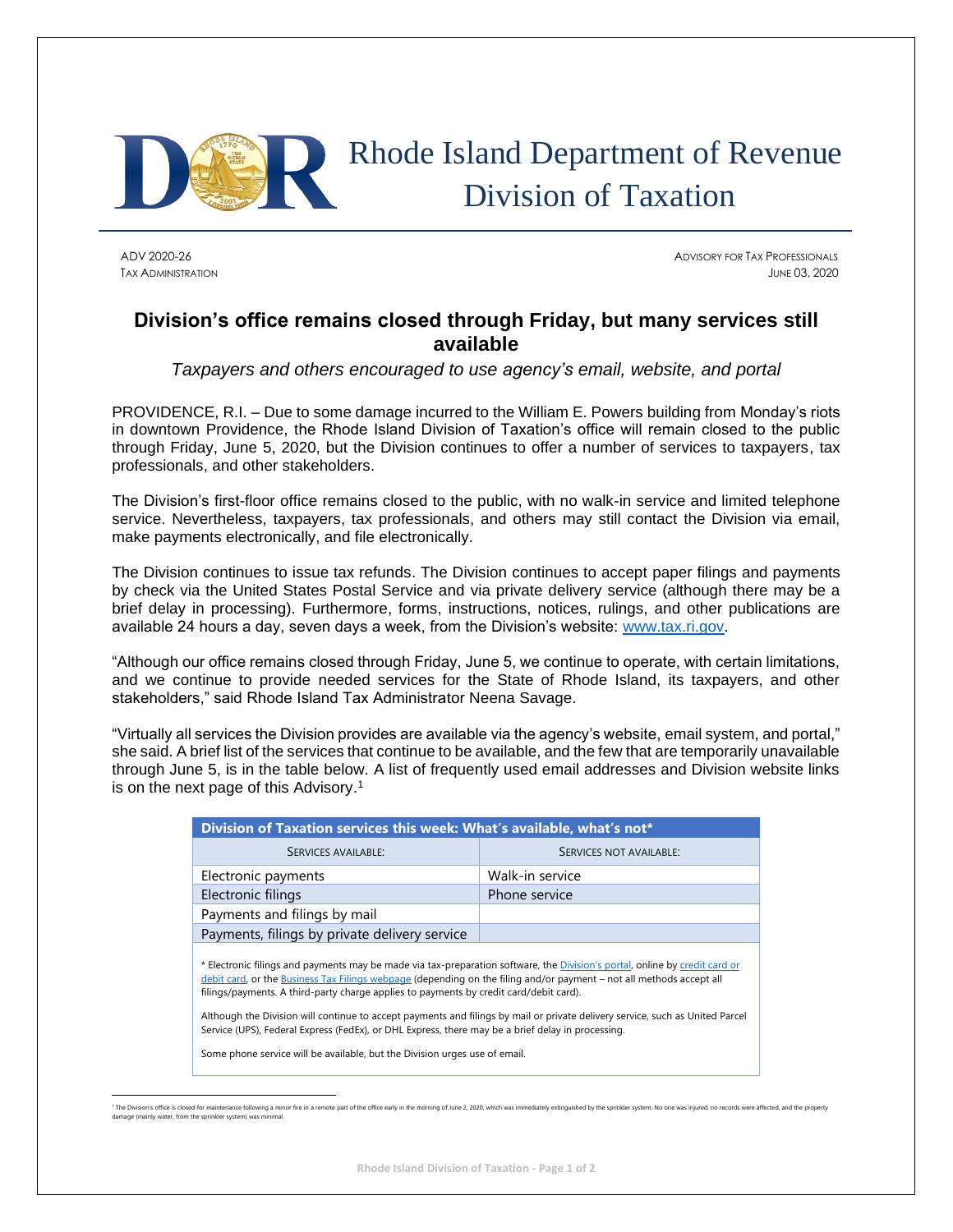# Rhode Island Department of Revenue
# Division of Taxation

ADV 2020-26
TAX ADMINISTRATION

ADVISORY FOR TAX PROFESSIONALS
JUNE 03, 2020

## Division's office remains closed through Friday, but many services still available

*Taxpayers and others encouraged to use agency's email, website, and portal*

PROVIDENCE, R.I. – Due to some damage incurred to the William E. Powers building from Monday's riots in downtown Providence, the Rhode Island Division of Taxation's office will remain closed to the public through Friday, June 5, 2020, but the Division continues to offer a number of services to taxpayers, tax professionals, and other stakeholders.

The Division's first-floor office remains closed to the public, with no walk-in service and limited telephone service. Nevertheless, taxpayers, tax professionals, and others may still contact the Division via email, make payments electronically, and file electronically.

The Division continues to issue tax refunds. The Division continues to accept paper filings and payments by check via the United States Postal Service and via private delivery service (although there may be a brief delay in processing). Furthermore, forms, instructions, notices, rulings, and other publications are available 24 hours a day, seven days a week, from the Division's website: www.tax.ri.gov.

"Although our office remains closed through Friday, June 5, we continue to operate, with certain limitations, and we continue to provide needed services for the State of Rhode Island, its taxpayers, and other stakeholders," said Rhode Island Tax Administrator Neena Savage.

"Virtually all services the Division provides are available via the agency's website, email system, and portal," she said. A brief list of the services that continue to be available, and the few that are temporarily unavailable through June 5, is in the table below. A list of frequently used email addresses and Division website links is on the next page of this Advisory.[1]

**Division of Taxation services this week: What's available, what's not***

| SERVICES AVAILABLE: | SERVICES NOT AVAILABLE: |
|---|---|
| Electronic payments | Walk-in service |
| Electronic filings | Phone service |
| Payments and filings by mail | |
| Payments, filings by private delivery service | |

* Electronic filings and payments may be made via tax-preparation software, the Division's portal, online by credit card or debit card, or the Business Tax Filings webpage (depending on the filing and/or payment – not all methods accept all filings/payments. A third-party charge applies to payments by credit card/debit card).

Although the Division will continue to accept payments and filings by mail or private delivery service, such as United Parcel Service (UPS), Federal Express (FedEx), or DHL Express, there may be a brief delay in processing.

Some phone service will be available, but the Division urges use of email.

[1] The Division's office is closed for maintenance following a minor fire in a remote part of the office early in the morning of June 2, 2020, which was immediately extinguished by the sprinkler system. No one was injured, no records were affected, and the property damage (mainly water, from the sprinkler system) was minimal.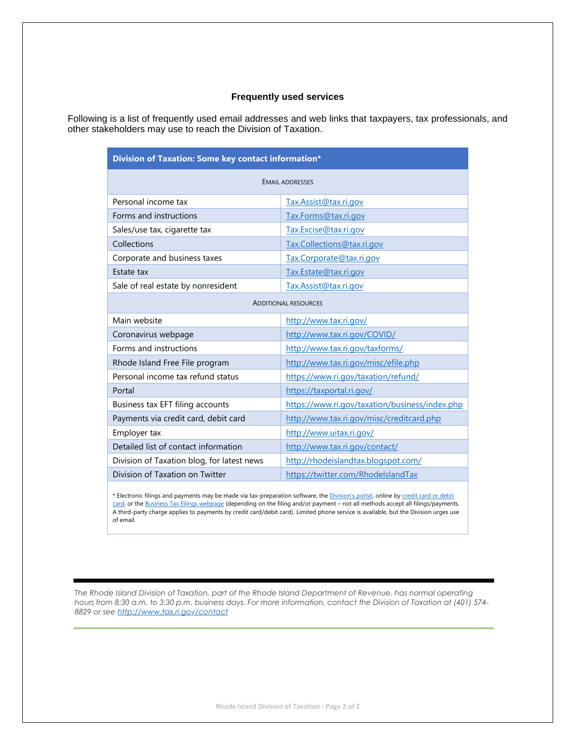## Frequently used services

Following is a list of frequently used email addresses and web links that taxpayers, tax professionals, and other stakeholders may use to reach the Division of Taxation.

| **Division of Taxation: Some key contact information*** | |
|---|---|
| EMAIL ADDRESSES | |
| Personal income tax | Tax.Assist@tax.ri.gov |
| Forms and instructions | Tax.Forms@tax.ri.gov |
| Sales/use tax, cigarette tax | Tax.Excise@tax.ri.gov |
| Collections | Tax.Collections@tax.ri.gov |
| Corporate and business taxes | Tax.Corporate@tax.ri.gov |
| Estate tax | Tax.Estate@tax.ri.gov |
| Sale of real estate by nonresident | Tax.Assist@tax.ri.gov |
| ADDITIONAL RESOURCES | |
| Main website | http://www.tax.ri.gov/ |
| Coronavirus webpage | http://www.tax.ri.gov/COVID/ |
| Forms and instructions | http://www.tax.ri.gov/taxforms/ |
| Rhode Island Free File program | http://www.tax.ri.gov/misc/efile.php |
| Personal income tax refund status | https://www.ri.gov/taxation/refund/ |
| Portal | https://taxportal.ri.gov/ |
| Business tax EFT filing accounts | https://www.ri.gov/taxation/business/index.php |
| Payments via credit card, debit card | http://www.tax.ri.gov/misc/creditcard.php |
| Employer tax | http://www.uitax.ri.gov/ |
| Detailed list of contact information | http://www.tax.ri.gov/contact/ |
| Division of Taxation blog, for latest news | http://rhodeislandtax.blogspot.com/ |
| Division of Taxation on Twitter | https://twitter.com/RhodeIslandTax |

* Electronic filings and payments may be made via tax-preparation software, the Division's portal, online by credit card or debit card, or the Business Tax Filings webpage (depending on the filing and/or payment – not all methods accept all filings/payments. A third-party charge applies to payments by credit card/debit card). Limited phone service is available, but the Division urges use of email.

*The Rhode Island Division of Taxation, part of the Rhode Island Department of Revenue, has normal operating hours from 8:30 a.m. to 3:30 p.m. business days. For more information, contact the Division of Taxation at (401) 574-8829 or see http://www.tax.ri.gov/contact*